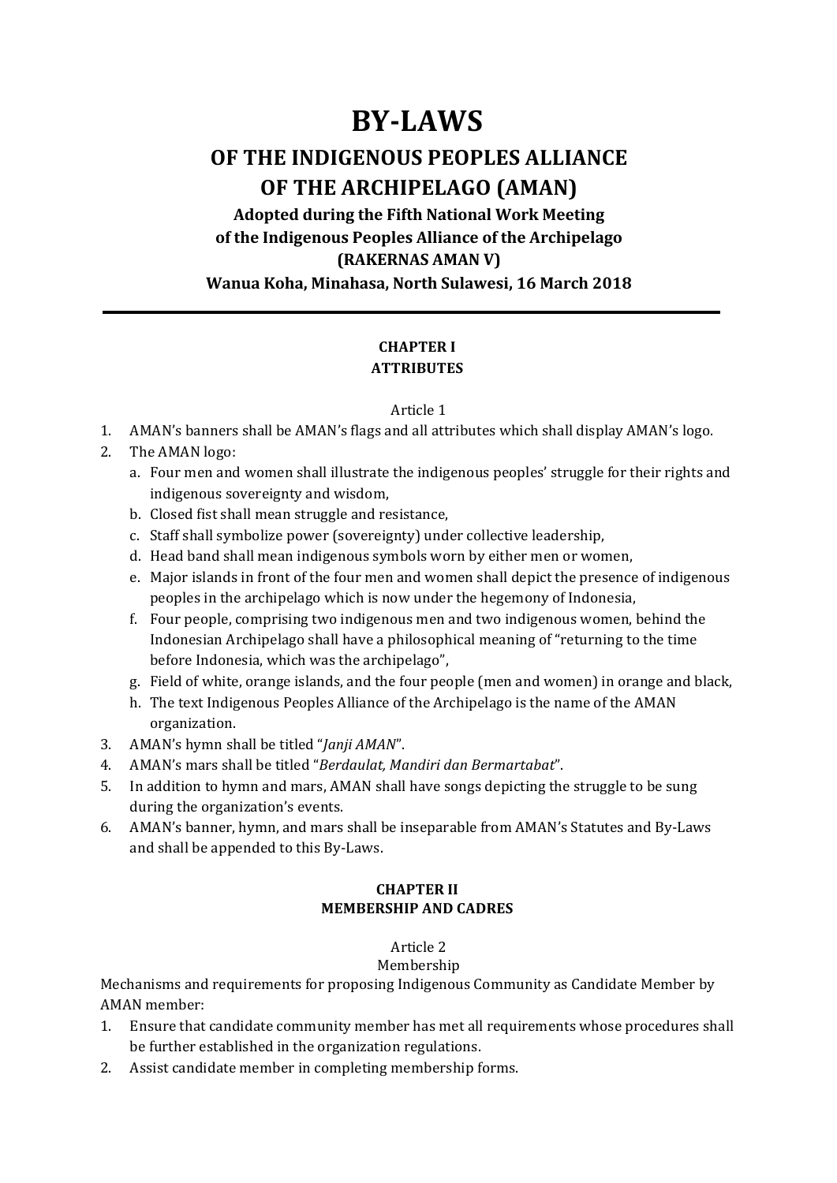# BY-LAWS

## OF THE INDIGENOUS PEOPLES ALLIANCE OF THE ARCHIPELAGO (AMAN)

**Adopted during the Fifth National Work Meeting of the Indigenous Peoples Alliance of the Archipelago (RAKERNAS AMAN V)**
**Wanua Koha, Minahasa, North Sulawesi, 16 March 2018**

---

### CHAPTER I
### ATTRIBUTES

Article 1

1. AMAN's banners shall be AMAN's flags and all attributes which shall display AMAN's logo.
2. The AMAN logo:
   a. Four men and women shall illustrate the indigenous peoples' struggle for their rights and indigenous sovereignty and wisdom,
   b. Closed fist shall mean struggle and resistance,
   c. Staff shall symbolize power (sovereignty) under collective leadership,
   d. Head band shall mean indigenous symbols worn by either men or women,
   e. Major islands in front of the four men and women shall depict the presence of indigenous peoples in the archipelago which is now under the hegemony of Indonesia,
   f. Four people, comprising two indigenous men and two indigenous women, behind the Indonesian Archipelago shall have a philosophical meaning of "returning to the time before Indonesia, which was the archipelago",
   g. Field of white, orange islands, and the four people (men and women) in orange and black,
   h. The text Indigenous Peoples Alliance of the Archipelago is the name of the AMAN organization.
3. AMAN's hymn shall be titled "*Janji AMAN*".
4. AMAN's mars shall be titled "*Berdaulat, Mandiri dan Bermartabat*".
5. In addition to hymn and mars, AMAN shall have songs depicting the struggle to be sung during the organization's events.
6. AMAN's banner, hymn, and mars shall be inseparable from AMAN's Statutes and By-Laws and shall be appended to this By-Laws.

### CHAPTER II
### MEMBERSHIP AND CADRES

Article 2
Membership

Mechanisms and requirements for proposing Indigenous Community as Candidate Member by AMAN member:

1. Ensure that candidate community member has met all requirements whose procedures shall be further established in the organization regulations.
2. Assist candidate member in completing membership forms.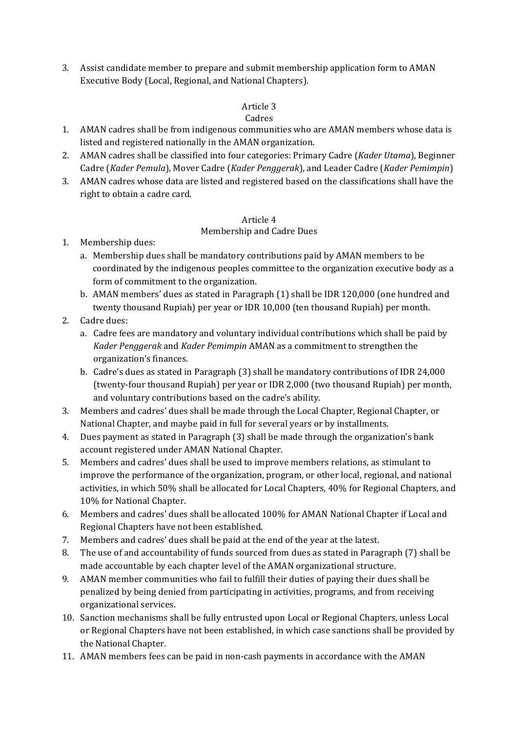3. Assist candidate member to prepare and submit membership application form to AMAN Executive Body (Local, Regional, and National Chapters).

Article 3

Cadres

1. AMAN cadres shall be from indigenous communities who are AMAN members whose data is listed and registered nationally in the AMAN organization.
2. AMAN cadres shall be classified into four categories: Primary Cadre (*Kader Utama*), Beginner Cadre (*Kader Pemula*), Mover Cadre (*Kader Penggerak*), and Leader Cadre (*Kader Pemimpin*)
3. AMAN cadres whose data are listed and registered based on the classifications shall have the right to obtain a cadre card.

Article 4

Membership and Cadre Dues

1. Membership dues:
   a. Membership dues shall be mandatory contributions paid by AMAN members to be coordinated by the indigenous peoples committee to the organization executive body as a form of commitment to the organization.
   b. AMAN members' dues as stated in Paragraph (1) shall be IDR 120,000 (one hundred and twenty thousand Rupiah) per year or IDR 10,000 (ten thousand Rupiah) per month.
2. Cadre dues:
   a. Cadre fees are mandatory and voluntary individual contributions which shall be paid by *Kader Penggerak* and *Kader Pemimpin* AMAN as a commitment to strengthen the organization's finances.
   b. Cadre's dues as stated in Paragraph (3) shall be mandatory contributions of IDR 24,000 (twenty-four thousand Rupiah) per year or IDR 2,000 (two thousand Rupiah) per month, and voluntary contributions based on the cadre's ability.
3. Members and cadres' dues shall be made through the Local Chapter, Regional Chapter, or National Chapter, and maybe paid in full for several years or by installments.
4. Dues payment as stated in Paragraph (3) shall be made through the organization's bank account registered under AMAN National Chapter.
5. Members and cadres' dues shall be used to improve members relations, as stimulant to improve the performance of the organization, program, or other local, regional, and national activities, in which 50% shall be allocated for Local Chapters, 40% for Regional Chapters, and 10% for National Chapter.
6. Members and cadres' dues shall be allocated 100% for AMAN National Chapter if Local and Regional Chapters have not been established.
7. Members and cadres' dues shall be paid at the end of the year at the latest.
8. The use of and accountability of funds sourced from dues as stated in Paragraph (7) shall be made accountable by each chapter level of the AMAN organizational structure.
9. AMAN member communities who fail to fulfill their duties of paying their dues shall be penalized by being denied from participating in activities, programs, and from receiving organizational services.
10. Sanction mechanisms shall be fully entrusted upon Local or Regional Chapters, unless Local or Regional Chapters have not been established, in which case sanctions shall be provided by the National Chapter.
11. AMAN members fees can be paid in non-cash payments in accordance with the AMAN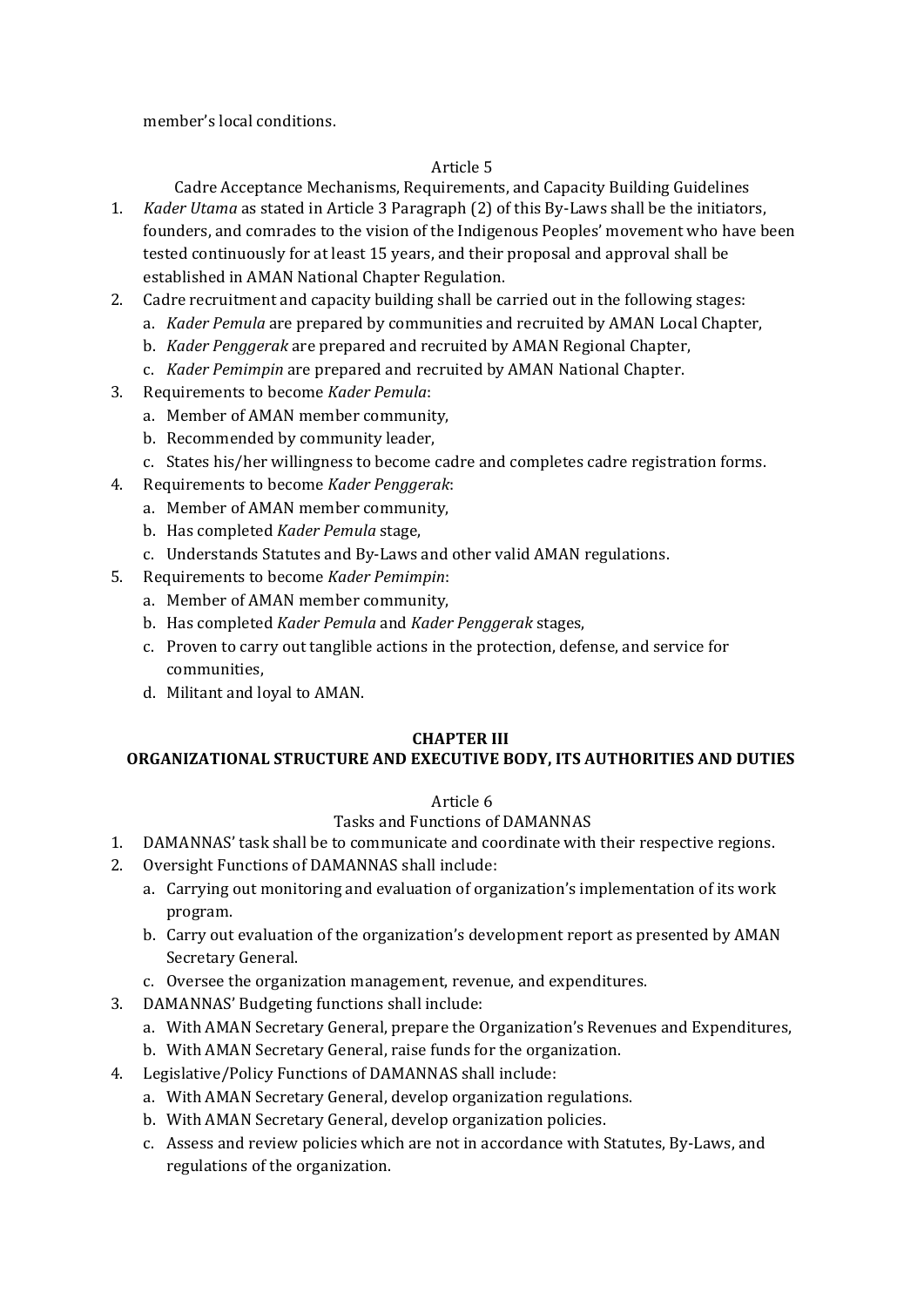member's local conditions.

Article 5

Cadre Acceptance Mechanisms, Requirements, and Capacity Building Guidelines

1. *Kader Utama* as stated in Article 3 Paragraph (2) of this By-Laws shall be the initiators, founders, and comrades to the vision of the Indigenous Peoples' movement who have been tested continuously for at least 15 years, and their proposal and approval shall be established in AMAN National Chapter Regulation.
2. Cadre recruitment and capacity building shall be carried out in the following stages:
   a. *Kader Pemula* are prepared by communities and recruited by AMAN Local Chapter,
   b. *Kader Penggerak* are prepared and recruited by AMAN Regional Chapter,
   c. *Kader Pemimpin* are prepared and recruited by AMAN National Chapter.
3. Requirements to become *Kader Pemula*:
   a. Member of AMAN member community,
   b. Recommended by community leader,
   c. States his/her willingness to become cadre and completes cadre registration forms.
4. Requirements to become *Kader Penggerak*:
   a. Member of AMAN member community,
   b. Has completed *Kader Pemula* stage,
   c. Understands Statutes and By-Laws and other valid AMAN regulations.
5. Requirements to become *Kader Pemimpin*:
   a. Member of AMAN member community,
   b. Has completed *Kader Pemula* and *Kader Penggerak* stages,
   c. Proven to carry out tanglible actions in the protection, defense, and service for communities,
   d. Militant and loyal to AMAN.

## CHAPTER III
## ORGANIZATIONAL STRUCTURE AND EXECUTIVE BODY, ITS AUTHORITIES AND DUTIES

Article 6

Tasks and Functions of DAMANNAS

1. DAMANNAS' task shall be to communicate and coordinate with their respective regions.
2. Oversight Functions of DAMANNAS shall include:
   a. Carrying out monitoring and evaluation of organization's implementation of its work program.
   b. Carry out evaluation of the organization's development report as presented by AMAN Secretary General.
   c. Oversee the organization management, revenue, and expenditures.
3. DAMANNAS' Budgeting functions shall include:
   a. With AMAN Secretary General, prepare the Organization's Revenues and Expenditures,
   b. With AMAN Secretary General, raise funds for the organization.
4. Legislative/Policy Functions of DAMANNAS shall include:
   a. With AMAN Secretary General, develop organization regulations.
   b. With AMAN Secretary General, develop organization policies.
   c. Assess and review policies which are not in accordance with Statutes, By-Laws, and regulations of the organization.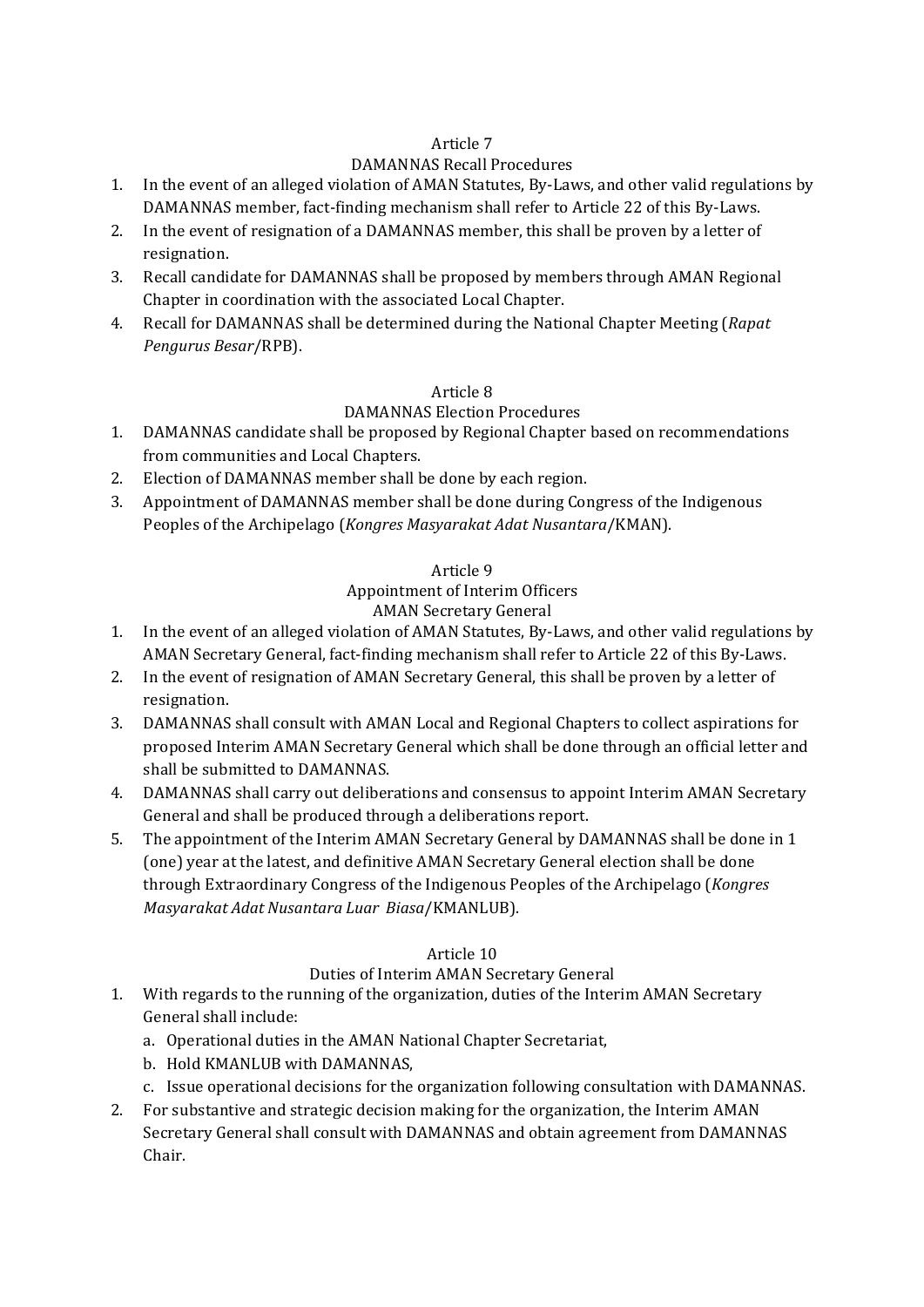## Article 7
## DAMANNAS Recall Procedures

1. In the event of an alleged violation of AMAN Statutes, By-Laws, and other valid regulations by DAMANNAS member, fact-finding mechanism shall refer to Article 22 of this By-Laws.
2. In the event of resignation of a DAMANNAS member, this shall be proven by a letter of resignation.
3. Recall candidate for DAMANNAS shall be proposed by members through AMAN Regional Chapter in coordination with the associated Local Chapter.
4. Recall for DAMANNAS shall be determined during the National Chapter Meeting (*Rapat Pengurus Besar*/RPB).

## Article 8
## DAMANNAS Election Procedures

1. DAMANNAS candidate shall be proposed by Regional Chapter based on recommendations from communities and Local Chapters.
2. Election of DAMANNAS member shall be done by each region.
3. Appointment of DAMANNAS member shall be done during Congress of the Indigenous Peoples of the Archipelago (*Kongres Masyarakat Adat Nusantara*/KMAN).

## Article 9
## Appointment of Interim Officers
## AMAN Secretary General

1. In the event of an alleged violation of AMAN Statutes, By-Laws, and other valid regulations by AMAN Secretary General, fact-finding mechanism shall refer to Article 22 of this By-Laws.
2. In the event of resignation of AMAN Secretary General, this shall be proven by a letter of resignation.
3. DAMANNAS shall consult with AMAN Local and Regional Chapters to collect aspirations for proposed Interim AMAN Secretary General which shall be done through an official letter and shall be submitted to DAMANNAS.
4. DAMANNAS shall carry out deliberations and consensus to appoint Interim AMAN Secretary General and shall be produced through a deliberations report.
5. The appointment of the Interim AMAN Secretary General by DAMANNAS shall be done in 1 (one) year at the latest, and definitive AMAN Secretary General election shall be done through Extraordinary Congress of the Indigenous Peoples of the Archipelago (*Kongres Masyarakat Adat Nusantara Luar Biasa*/KMANLUB).

## Article 10
## Duties of Interim AMAN Secretary General

1. With regards to the running of the organization, duties of the Interim AMAN Secretary General shall include:
   a. Operational duties in the AMAN National Chapter Secretariat,
   b. Hold KMANLUB with DAMANNAS,
   c. Issue operational decisions for the organization following consultation with DAMANNAS.
2. For substantive and strategic decision making for the organization, the Interim AMAN Secretary General shall consult with DAMANNAS and obtain agreement from DAMANNAS Chair.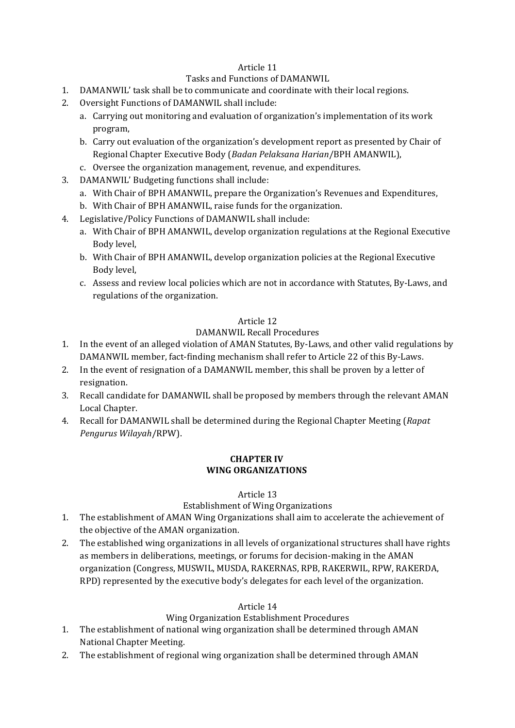Article 11

Tasks and Functions of DAMANWIL

1. DAMANWIL' task shall be to communicate and coordinate with their local regions.
2. Oversight Functions of DAMANWIL shall include:
   a. Carrying out monitoring and evaluation of organization's implementation of its work program,
   b. Carry out evaluation of the organization's development report as presented by Chair of Regional Chapter Executive Body (*Badan Pelaksana Harian*/BPH AMANWIL),
   c. Oversee the organization management, revenue, and expenditures.
3. DAMANWIL' Budgeting functions shall include:
   a. With Chair of BPH AMANWIL, prepare the Organization's Revenues and Expenditures,
   b. With Chair of BPH AMANWIL, raise funds for the organization.
4. Legislative/Policy Functions of DAMANWIL shall include:
   a. With Chair of BPH AMANWIL, develop organization regulations at the Regional Executive Body level,
   b. With Chair of BPH AMANWIL, develop organization policies at the Regional Executive Body level,
   c. Assess and review local policies which are not in accordance with Statutes, By-Laws, and regulations of the organization.

Article 12

DAMANWIL Recall Procedures

1. In the event of an alleged violation of AMAN Statutes, By-Laws, and other valid regulations by DAMANWIL member, fact-finding mechanism shall refer to Article 22 of this By-Laws.
2. In the event of resignation of a DAMANWIL member, this shall be proven by a letter of resignation.
3. Recall candidate for DAMANWIL shall be proposed by members through the relevant AMAN Local Chapter.
4. Recall for DAMANWIL shall be determined during the Regional Chapter Meeting (*Rapat Pengurus Wilayah*/RPW).

## CHAPTER IV
## WING ORGANIZATIONS

Article 13

Establishment of Wing Organizations

1. The establishment of AMAN Wing Organizations shall aim to accelerate the achievement of the objective of the AMAN organization.
2. The established wing organizations in all levels of organizational structures shall have rights as members in deliberations, meetings, or forums for decision-making in the AMAN organization (Congress, MUSWIL, MUSDA, RAKERNAS, RPB, RAKERWIL, RPW, RAKERDA, RPD) represented by the executive body's delegates for each level of the organization.

Article 14

Wing Organization Establishment Procedures

1. The establishment of national wing organization shall be determined through AMAN National Chapter Meeting.
2. The establishment of regional wing organization shall be determined through AMAN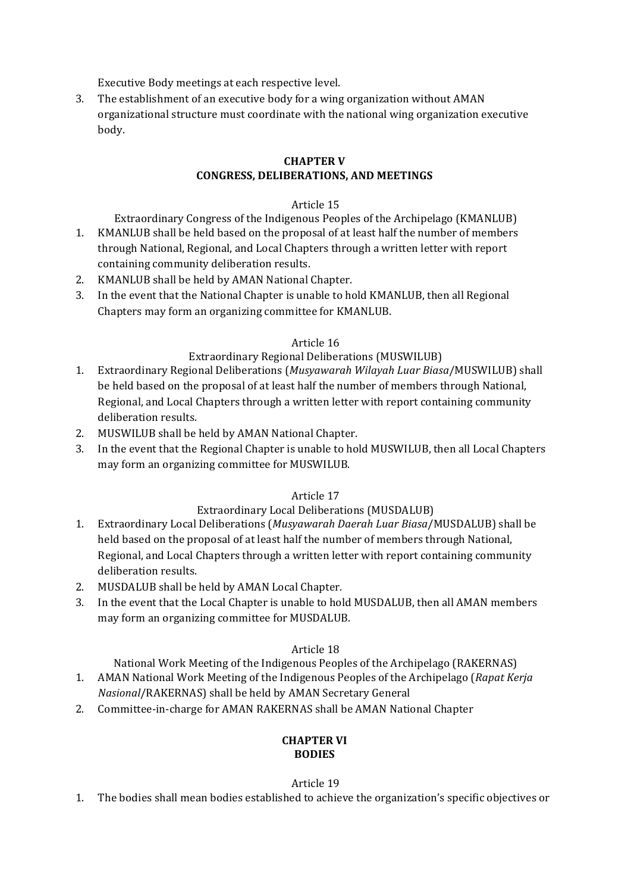Executive Body meetings at each respective level.

3. The establishment of an executive body for a wing organization without AMAN organizational structure must coordinate with the national wing organization executive body.

## CHAPTER V
## CONGRESS, DELIBERATIONS, AND MEETINGS

Article 15

Extraordinary Congress of the Indigenous Peoples of the Archipelago (KMANLUB)

1. KMANLUB shall be held based on the proposal of at least half the number of members through National, Regional, and Local Chapters through a written letter with report containing community deliberation results.
2. KMANLUB shall be held by AMAN National Chapter.
3. In the event that the National Chapter is unable to hold KMANLUB, then all Regional Chapters may form an organizing committee for KMANLUB.

Article 16

Extraordinary Regional Deliberations (MUSWILUB)

1. Extraordinary Regional Deliberations (*Musyawarah Wilayah Luar Biasa*/MUSWILUB) shall be held based on the proposal of at least half the number of members through National, Regional, and Local Chapters through a written letter with report containing community deliberation results.
2. MUSWILUB shall be held by AMAN National Chapter.
3. In the event that the Regional Chapter is unable to hold MUSWILUB, then all Local Chapters may form an organizing committee for MUSWILUB.

Article 17

Extraordinary Local Deliberations (MUSDALUB)

1. Extraordinary Local Deliberations (*Musyawarah Daerah Luar Biasa*/MUSDALUB) shall be held based on the proposal of at least half the number of members through National, Regional, and Local Chapters through a written letter with report containing community deliberation results.
2. MUSDALUB shall be held by AMAN Local Chapter.
3. In the event that the Local Chapter is unable to hold MUSDALUB, then all AMAN members may form an organizing committee for MUSDALUB.

Article 18

National Work Meeting of the Indigenous Peoples of the Archipelago (RAKERNAS)

1. AMAN National Work Meeting of the Indigenous Peoples of the Archipelago (*Rapat Kerja Nasional*/RAKERNAS) shall be held by AMAN Secretary General
2. Committee-in-charge for AMAN RAKERNAS shall be AMAN National Chapter

## CHAPTER VI
## BODIES

Article 19

1. The bodies shall mean bodies established to achieve the organization's specific objectives or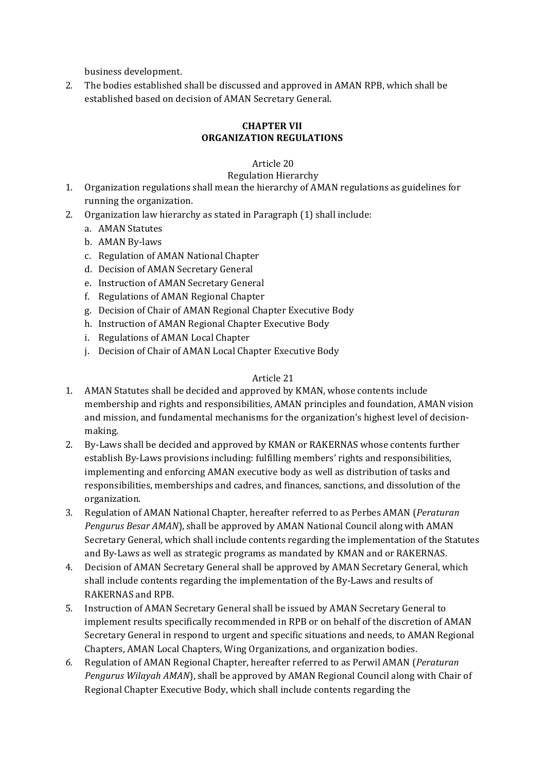business development.

2. The bodies established shall be discussed and approved in AMAN RPB, which shall be established based on decision of AMAN Secretary General.

## CHAPTER VII
## ORGANIZATION REGULATIONS

### Article 20
### Regulation Hierarchy

1. Organization regulations shall mean the hierarchy of AMAN regulations as guidelines for running the organization.
2. Organization law hierarchy as stated in Paragraph (1) shall include:
   a. AMAN Statutes
   b. AMAN By-laws
   c. Regulation of AMAN National Chapter
   d. Decision of AMAN Secretary General
   e. Instruction of AMAN Secretary General
   f. Regulations of AMAN Regional Chapter
   g. Decision of Chair of AMAN Regional Chapter Executive Body
   h. Instruction of AMAN Regional Chapter Executive Body
   i. Regulations of AMAN Local Chapter
   j. Decision of Chair of AMAN Local Chapter Executive Body

### Article 21

1. AMAN Statutes shall be decided and approved by KMAN, whose contents include membership and rights and responsibilities, AMAN principles and foundation, AMAN vision and mission, and fundamental mechanisms for the organization's highest level of decision-making.
2. By-Laws shall be decided and approved by KMAN or RAKERNAS whose contents further establish By-Laws provisions including: fulfilling members' rights and responsibilities, implementing and enforcing AMAN executive body as well as distribution of tasks and responsibilities, memberships and cadres, and finances, sanctions, and dissolution of the organization.
3. Regulation of AMAN National Chapter, hereafter referred to as Perbes AMAN (*Peraturan Pengurus Besar AMAN*), shall be approved by AMAN National Council along with AMAN Secretary General, which shall include contents regarding the implementation of the Statutes and By-Laws as well as strategic programs as mandated by KMAN and or RAKERNAS.
4. Decision of AMAN Secretary General shall be approved by AMAN Secretary General, which shall include contents regarding the implementation of the By-Laws and results of RAKERNAS and RPB.
5. Instruction of AMAN Secretary General shall be issued by AMAN Secretary General to implement results specifically recommended in RPB or on behalf of the discretion of AMAN Secretary General in respond to urgent and specific situations and needs, to AMAN Regional Chapters, AMAN Local Chapters, Wing Organizations, and organization bodies.
6. Regulation of AMAN Regional Chapter, hereafter referred to as Perwil AMAN (*Peraturan Pengurus Wilayah AMAN*), shall be approved by AMAN Regional Council along with Chair of Regional Chapter Executive Body, which shall include contents regarding the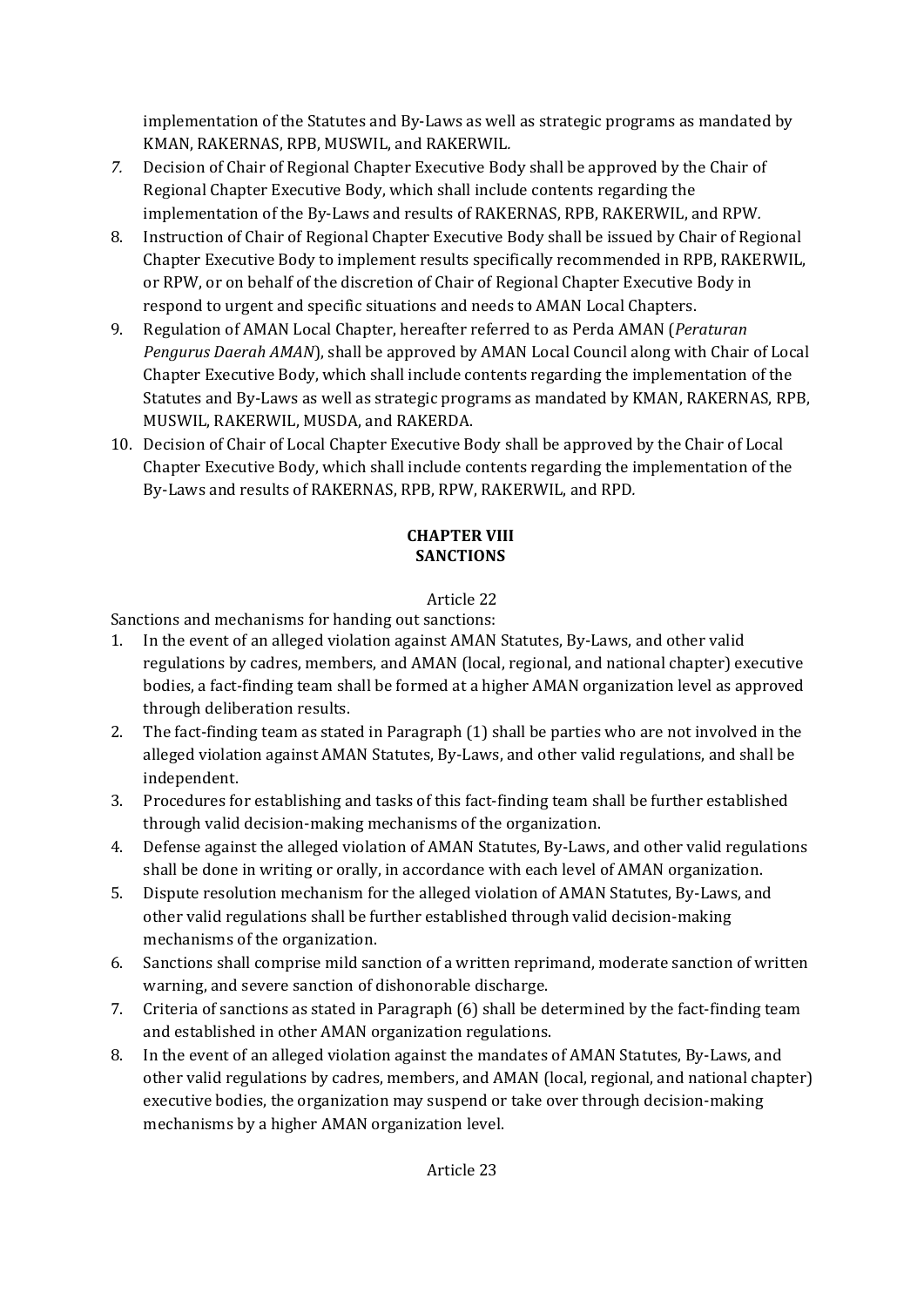implementation of the Statutes and By-Laws as well as strategic programs as mandated by KMAN, RAKERNAS, RPB, MUSWIL, and RAKERWIL.

7. Decision of Chair of Regional Chapter Executive Body shall be approved by the Chair of Regional Chapter Executive Body, which shall include contents regarding the implementation of the By-Laws and results of RAKERNAS, RPB, RAKERWIL, and RPW.
8. Instruction of Chair of Regional Chapter Executive Body shall be issued by Chair of Regional Chapter Executive Body to implement results specifically recommended in RPB, RAKERWIL, or RPW, or on behalf of the discretion of Chair of Regional Chapter Executive Body in respond to urgent and specific situations and needs to AMAN Local Chapters.
9. Regulation of AMAN Local Chapter, hereafter referred to as Perda AMAN (*Peraturan Pengurus Daerah AMAN*), shall be approved by AMAN Local Council along with Chair of Local Chapter Executive Body, which shall include contents regarding the implementation of the Statutes and By-Laws as well as strategic programs as mandated by KMAN, RAKERNAS, RPB, MUSWIL, RAKERWIL, MUSDA, and RAKERDA.
10. Decision of Chair of Local Chapter Executive Body shall be approved by the Chair of Local Chapter Executive Body, which shall include contents regarding the implementation of the By-Laws and results of RAKERNAS, RPB, RPW, RAKERWIL, and RPD.

## CHAPTER VIII
## SANCTIONS

### Article 22

Sanctions and mechanisms for handing out sanctions:

1. In the event of an alleged violation against AMAN Statutes, By-Laws, and other valid regulations by cadres, members, and AMAN (local, regional, and national chapter) executive bodies, a fact-finding team shall be formed at a higher AMAN organization level as approved through deliberation results.
2. The fact-finding team as stated in Paragraph (1) shall be parties who are not involved in the alleged violation against AMAN Statutes, By-Laws, and other valid regulations, and shall be independent.
3. Procedures for establishing and tasks of this fact-finding team shall be further established through valid decision-making mechanisms of the organization.
4. Defense against the alleged violation of AMAN Statutes, By-Laws, and other valid regulations shall be done in writing or orally, in accordance with each level of AMAN organization.
5. Dispute resolution mechanism for the alleged violation of AMAN Statutes, By-Laws, and other valid regulations shall be further established through valid decision-making mechanisms of the organization.
6. Sanctions shall comprise mild sanction of a written reprimand, moderate sanction of written warning, and severe sanction of dishonorable discharge.
7. Criteria of sanctions as stated in Paragraph (6) shall be determined by the fact-finding team and established in other AMAN organization regulations.
8. In the event of an alleged violation against the mandates of AMAN Statutes, By-Laws, and other valid regulations by cadres, members, and AMAN (local, regional, and national chapter) executive bodies, the organization may suspend or take over through decision-making mechanisms by a higher AMAN organization level.

### Article 23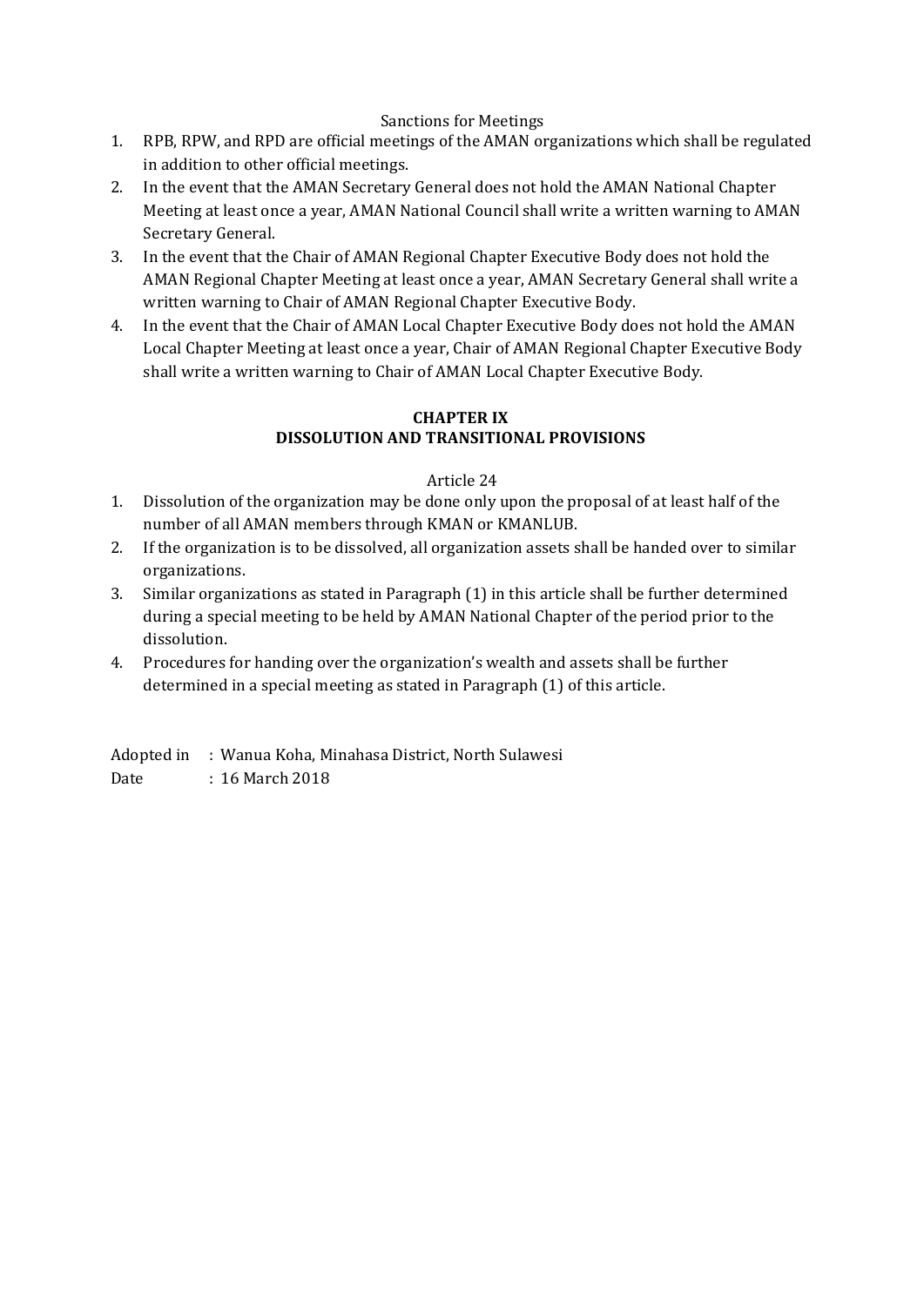Sanctions for Meetings

1. RPB, RPW, and RPD are official meetings of the AMAN organizations which shall be regulated in addition to other official meetings.
2. In the event that the AMAN Secretary General does not hold the AMAN National Chapter Meeting at least once a year, AMAN National Council shall write a written warning to AMAN Secretary General.
3. In the event that the Chair of AMAN Regional Chapter Executive Body does not hold the AMAN Regional Chapter Meeting at least once a year, AMAN Secretary General shall write a written warning to Chair of AMAN Regional Chapter Executive Body.
4. In the event that the Chair of AMAN Local Chapter Executive Body does not hold the AMAN Local Chapter Meeting at least once a year, Chair of AMAN Regional Chapter Executive Body shall write a written warning to Chair of AMAN Local Chapter Executive Body.

## CHAPTER IX
## DISSOLUTION AND TRANSITIONAL PROVISIONS

Article 24

1. Dissolution of the organization may be done only upon the proposal of at least half of the number of all AMAN members through KMAN or KMANLUB.
2. If the organization is to be dissolved, all organization assets shall be handed over to similar organizations.
3. Similar organizations as stated in Paragraph (1) in this article shall be further determined during a special meeting to be held by AMAN National Chapter of the period prior to the dissolution.
4. Procedures for handing over the organization's wealth and assets shall be further determined in a special meeting as stated in Paragraph (1) of this article.

Adopted in : Wanua Koha, Minahasa District, North Sulawesi
Date : 16 March 2018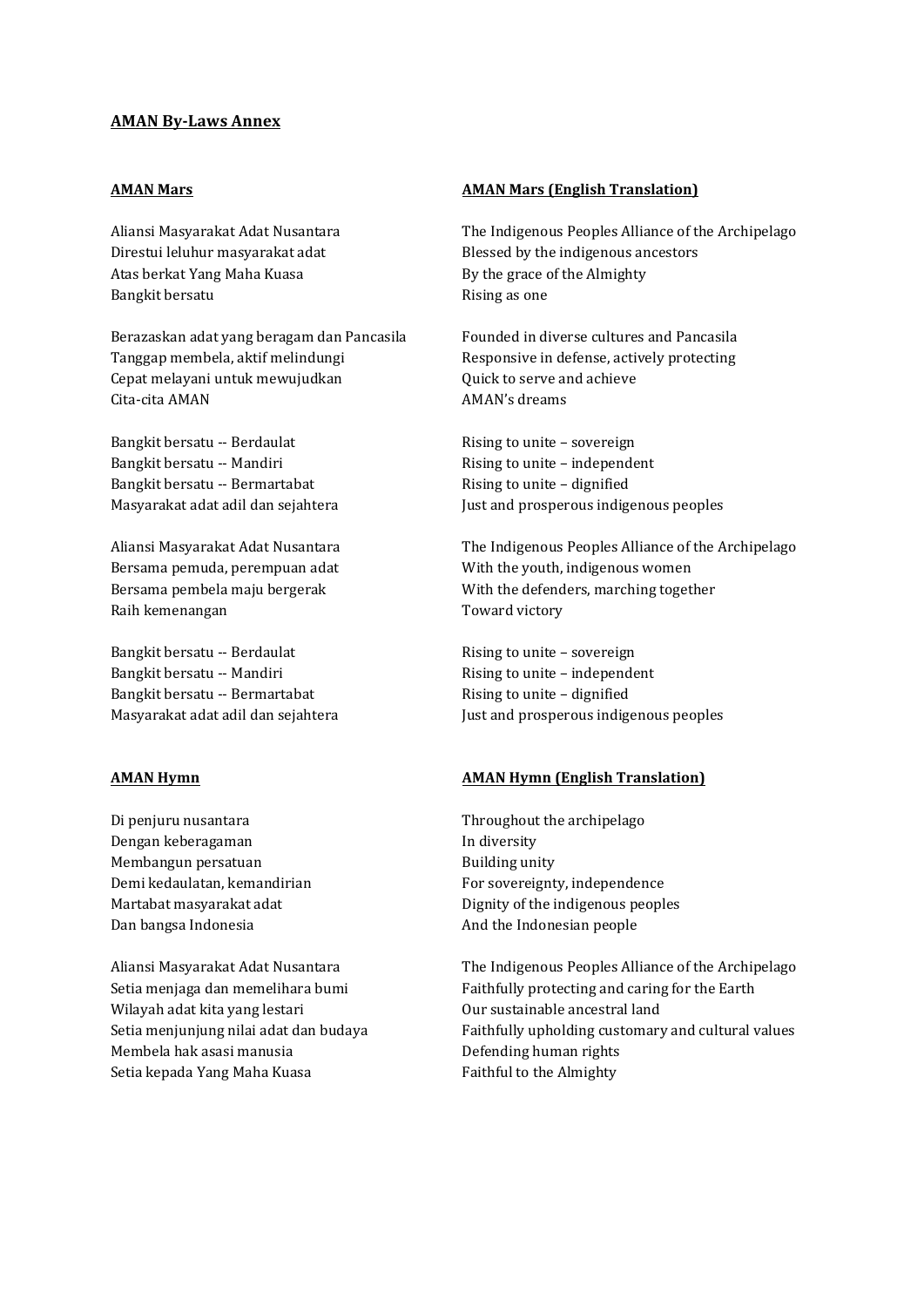**AMAN By-Laws Annex**

**AMAN Mars**

Aliansi Masyarakat Adat Nusantara
Direstui leluhur masyarakat adat
Atas berkat Yang Maha Kuasa
Bangkit bersatu

Berazaskan adat yang beragam dan Pancasila
Tanggap membela, aktif melindungi
Cepat melayani untuk mewujudkan
Cita-cita AMAN

Bangkit bersatu -- Berdaulat
Bangkit bersatu -- Mandiri
Bangkit bersatu -- Bermartabat
Masyarakat adat adil dan sejahtera

Aliansi Masyarakat Adat Nusantara
Bersama pemuda, perempuan adat
Bersama pembela maju bergerak
Raih kemenangan

Bangkit bersatu -- Berdaulat
Bangkit bersatu -- Mandiri
Bangkit bersatu -- Bermartabat
Masyarakat adat adil dan sejahtera

**AMAN Mars (English Translation)**

The Indigenous Peoples Alliance of the Archipelago
Blessed by the indigenous ancestors
By the grace of the Almighty
Rising as one

Founded in diverse cultures and Pancasila
Responsive in defense, actively protecting
Quick to serve and achieve
AMAN's dreams

Rising to unite – sovereign
Rising to unite – independent
Rising to unite – dignified
Just and prosperous indigenous peoples

The Indigenous Peoples Alliance of the Archipelago
With the youth, indigenous women
With the defenders, marching together
Toward victory

Rising to unite – sovereign
Rising to unite – independent
Rising to unite – dignified
Just and prosperous indigenous peoples

**AMAN Hymn**

Di penjuru nusantara
Dengan keberagaman
Membangun persatuan
Demi kedaulatan, kemandirian
Martabat masyarakat adat
Dan bangsa Indonesia

Aliansi Masyarakat Adat Nusantara
Setia menjaga dan memelihara bumi
Wilayah adat kita yang lestari
Setia menjunjung nilai adat dan budaya
Membela hak asasi manusia
Setia kepada Yang Maha Kuasa

**AMAN Hymn (English Translation)**

Throughout the archipelago
In diversity
Building unity
For sovereignty, independence
Dignity of the indigenous peoples
And the Indonesian people

The Indigenous Peoples Alliance of the Archipelago
Faithfully protecting and caring for the Earth
Our sustainable ancestral land
Faithfully upholding customary and cultural values
Defending human rights
Faithful to the Almighty